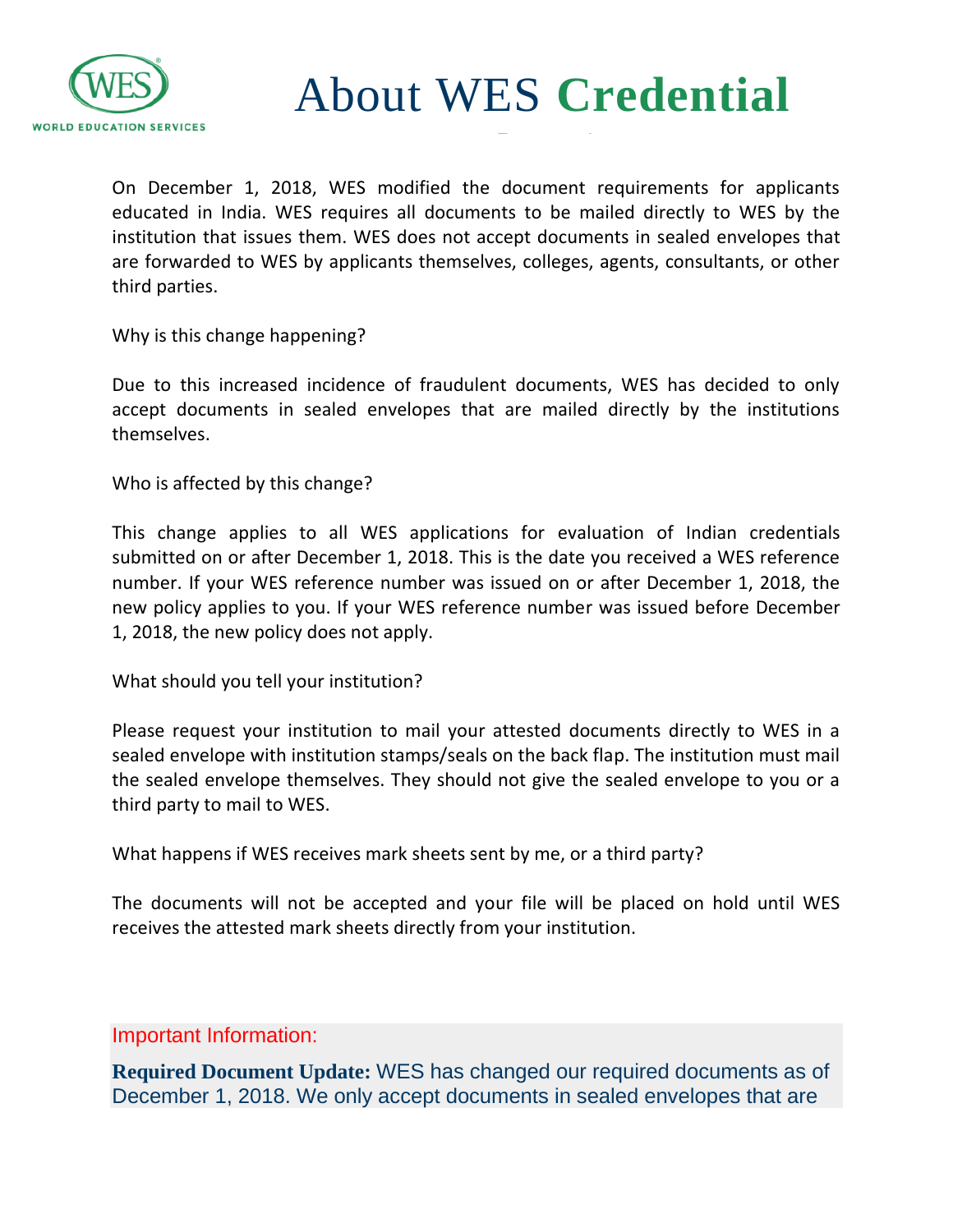# About WES Credential

On December 1, 2018, WES modified the document requirements for applicants educated in India. WES requires all documents to be mailed directly to WES by the institution that issues them. WES does not accept documents in sealed envelopes that are forwarded to WES by applicants themselves, colleges, agents, consultants, or other third parties.

Why is this change happening?

Due to this increased incidence of fraudulent documents, WES has decided to only accept documents in sealed envelopes that are mailed directly by the institutions themselves.

Who is affected by this change?

This change applies to all WES applications for evaluation of Indian credentials submitted on or after December 1, 2018. This is the date you received a WES reference number. If your WES reference number was issued on or after December 1, 2018, the new policy applies to you. If your WES reference number was issued before December 1, 2018, the new policy does not apply.

What should you tell your institution?

Please request your institution to mail your attested documents directly to WES in a sealed envelope with institution stamps/seals on the back flap. The institution must mail the sealed envelope themselves. They should not give the sealed envelope to you or a third party to mail to WES.

What happens if WES receives mark sheets sent by me, or a third party?

The documents will not be accepted and your file will be placed on hold until WES receives the attested mark sheets directly from your institution.

Important Information:

**Required Document Update:** WES has changed our required documents as of December 1, 2018. We only accept documents in sealed envelopes that are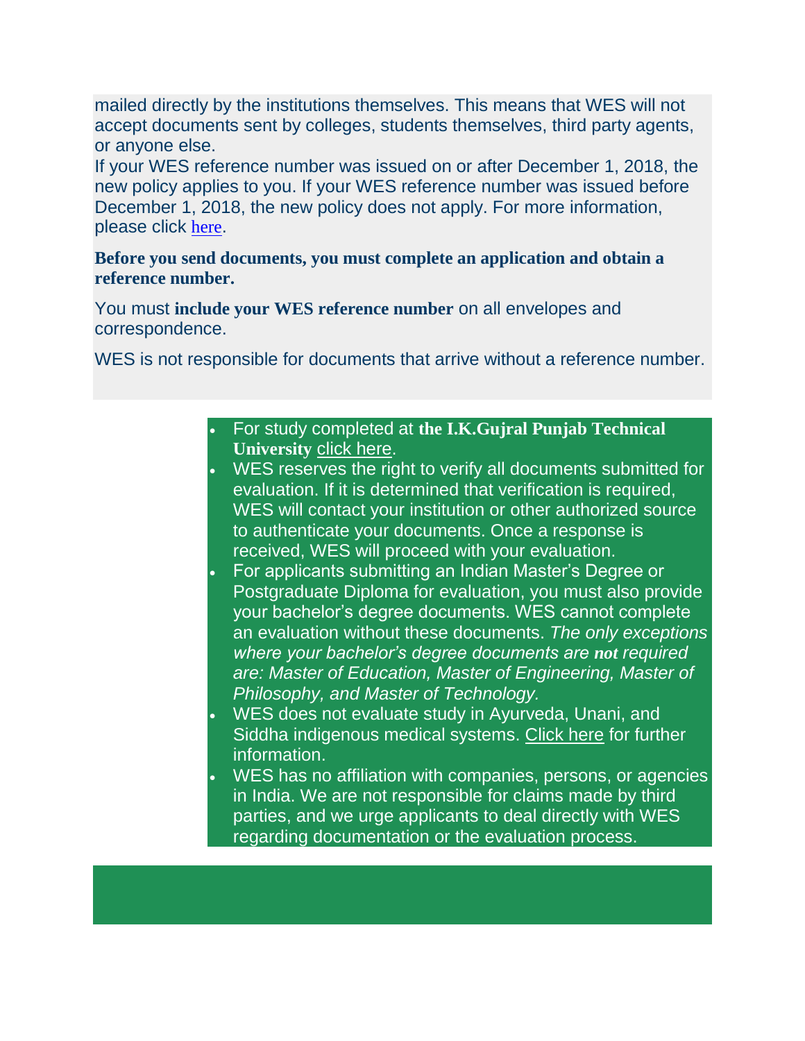mailed directly by the institutions themselves. This means that WES will not accept documents sent by colleges, students themselves, third party agents, or anyone else.

If your WES reference number was issued on or after December 1, 2018, the new policy applies to you. If your WES reference number was issued before December 1, 2018, the new policy does not apply. For more information, please click here.

**Before you send documents, you must complete an application and obtain a reference number.**

You must **include your WES reference number** on all envelopes and correspondence.

WES is not responsible for documents that arrive without a reference number.

- For study completed at **the I.K.Gujral Punjab Technical University** click here.
- WES reserves the right to verify all documents submitted for evaluation. If it is determined that verification is required, WES will contact your institution or other authorized source to authenticate your documents. Once a response is received, WES will proceed with your evaluation.
- For applicants submitting an Indian Master's Degree or Postgraduate Diploma for evaluation, you must also provide your bachelor's degree documents. WES cannot complete an evaluation without these documents. *The only exceptions where your bachelor's degree documents are **not** required are: Master of Education, Master of Engineering, Master of Philosophy, and Master of Technology.*
- WES does not evaluate study in Ayurveda, Unani, and Siddha indigenous medical systems. Click here for further information.
- WES has no affiliation with companies, persons, or agencies in India. We are not responsible for claims made by third parties, and we urge applicants to deal directly with WES regarding documentation or the evaluation process.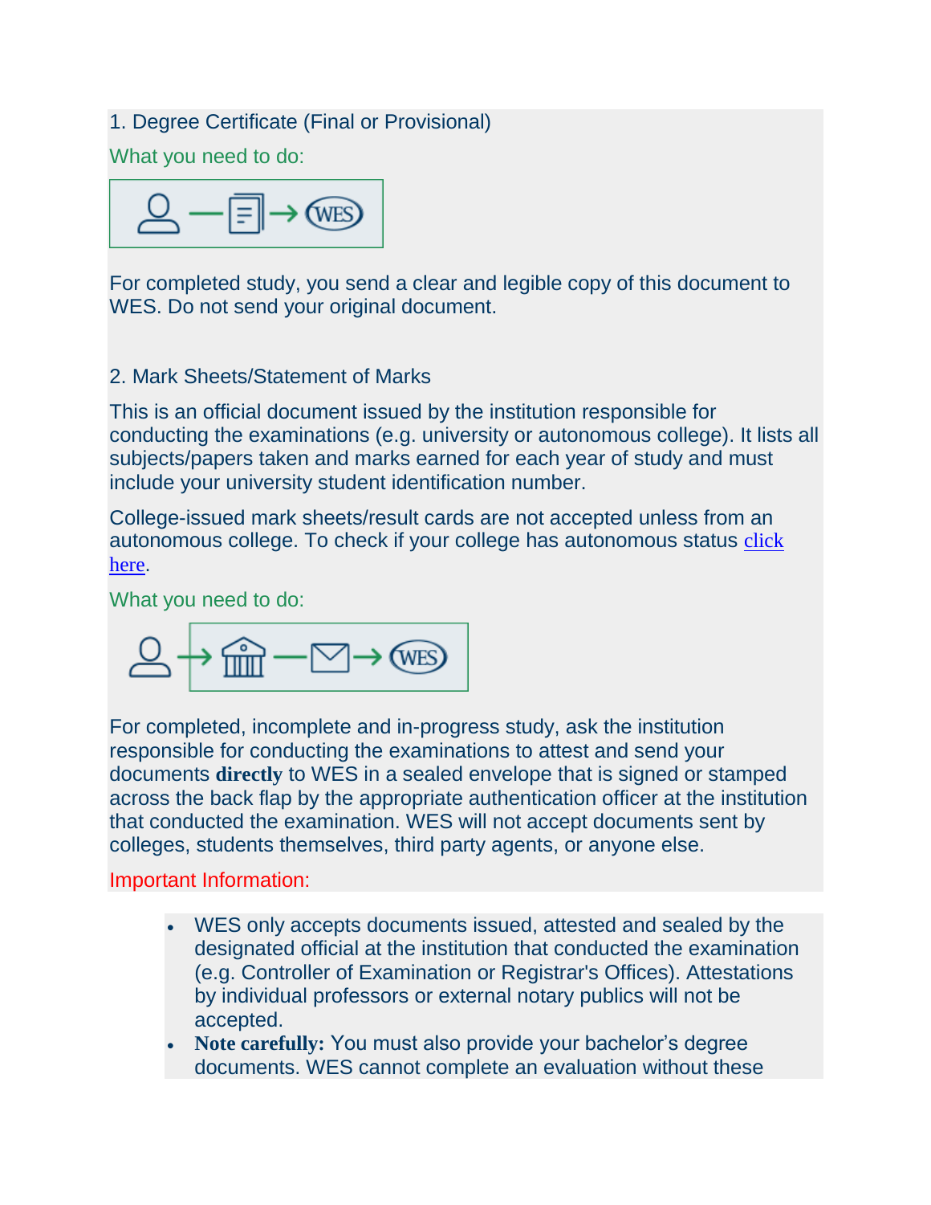### 1. Degree Certificate (Final or Provisional)

What you need to do:

For completed study, you send a clear and legible copy of this document to WES. Do not send your original document.

### 2. Mark Sheets/Statement of Marks

This is an official document issued by the institution responsible for conducting the examinations (e.g. university or autonomous college). It lists all subjects/papers taken and marks earned for each year of study and must include your university student identification number.

College-issued mark sheets/result cards are not accepted unless from an autonomous college. To check if your college has autonomous status click here.

What you need to do:

For completed, incomplete and in-progress study, ask the institution responsible for conducting the examinations to attest and send your documents **directly** to WES in a sealed envelope that is signed or stamped across the back flap by the appropriate authentication officer at the institution that conducted the examination. WES will not accept documents sent by colleges, students themselves, third party agents, or anyone else.

Important Information:

- WES only accepts documents issued, attested and sealed by the designated official at the institution that conducted the examination (e.g. Controller of Examination or Registrar's Offices). Attestations by individual professors or external notary publics will not be accepted.
- **Note carefully:** You must also provide your bachelor's degree documents. WES cannot complete an evaluation without these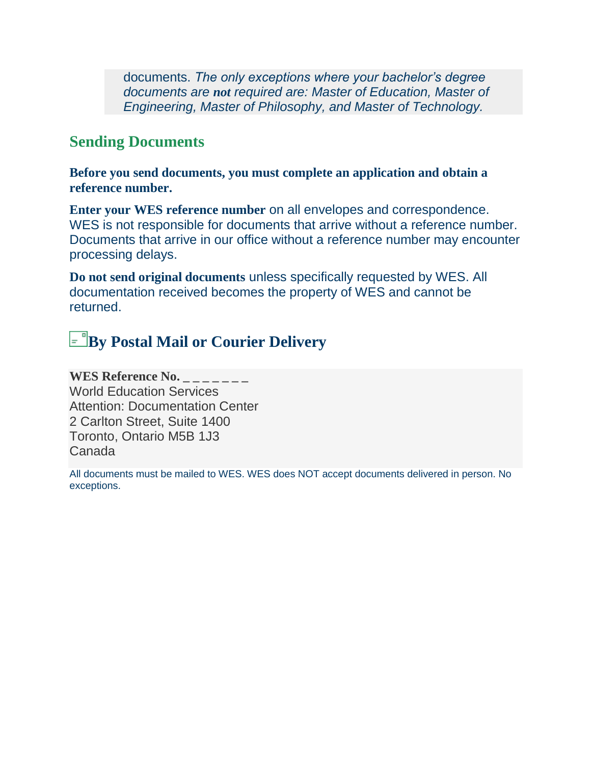documents. *The only exceptions where your bachelor's degree documents are **not** required are: Master of Education, Master of Engineering, Master of Philosophy, and Master of Technology.*

## Sending Documents

**Before you send documents, you must complete an application and obtain a reference number.**

**Enter your WES reference number** on all envelopes and correspondence. WES is not responsible for documents that arrive without a reference number. Documents that arrive in our office without a reference number may encounter processing delays.

**Do not send original documents** unless specifically requested by WES. All documentation received becomes the property of WES and cannot be returned.

## By Postal Mail or Courier Delivery

**WES Reference No. _ _ _ _ _ _ _**
World Education Services
Attention: Documentation Center
2 Carlton Street, Suite 1400
Toronto, Ontario M5B 1J3
Canada

All documents must be mailed to WES. WES does NOT accept documents delivered in person. No exceptions.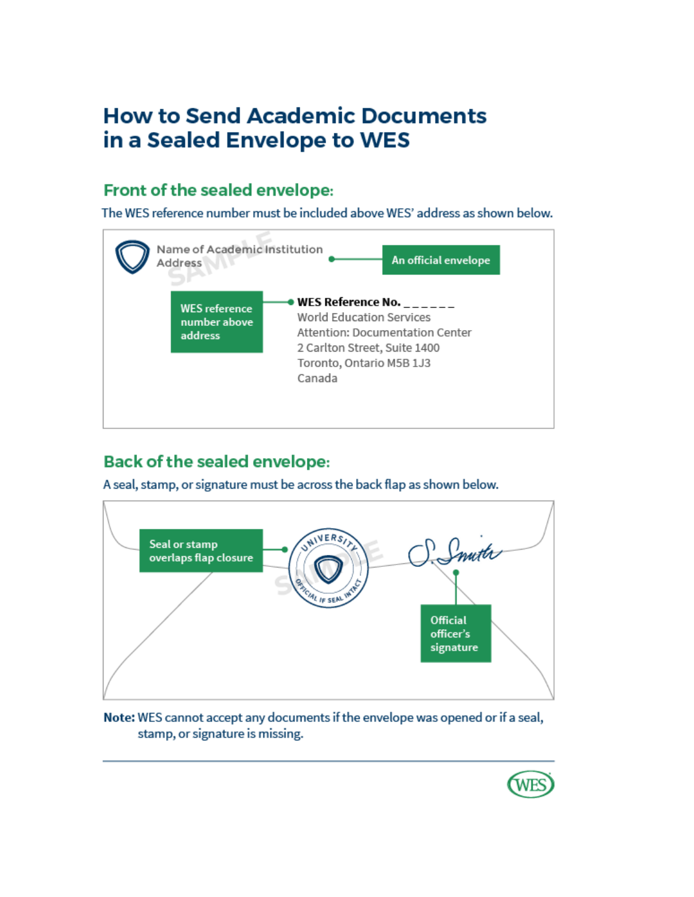# How to Send Academic Documents in a Sealed Envelope to WES

## Front of the sealed envelope:

The WES reference number must be included above WES' address as shown below.

Name of Academic Institution
Address

SAMPLE

An official envelope

WES reference number above address

**WES Reference No. ______**
World Education Services
Attention: Documentation Center
2 Carlton Street, Suite 1400
Toronto, Ontario M5B 1J3
Canada

## Back of the sealed envelope:

A seal, stamp, or signature must be across the back flap as shown below.

Seal or stamp overlaps flap closure

UNIVERSITY
OFFICIAL IF SEAL INTACT

SAMPLE

S. Smith

Official officer's signature

**Note:** WES cannot accept any documents if the envelope was opened or if a seal, stamp, or signature is missing.

WES